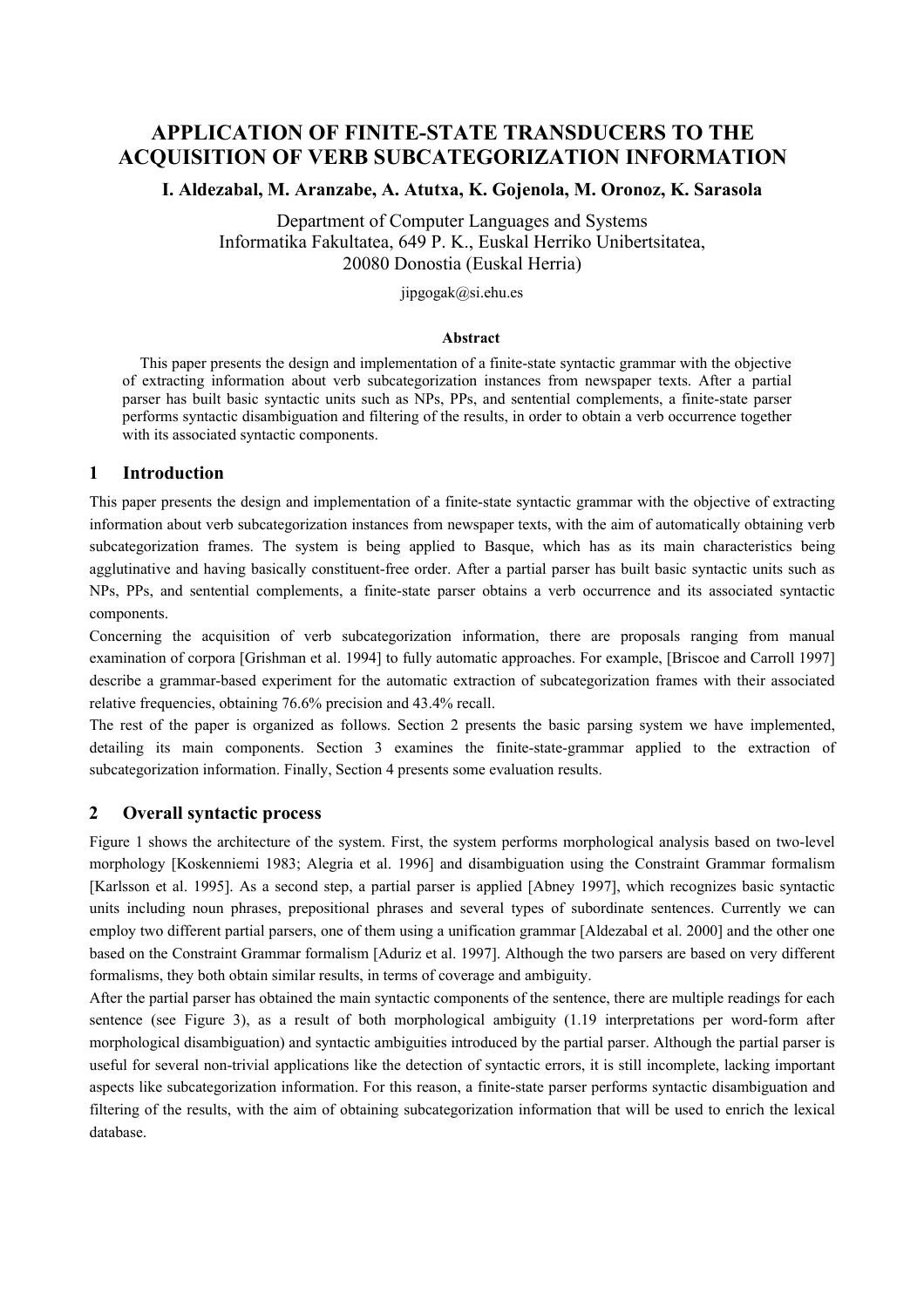# APPLICATION OF FINITE-STATE TRANSDUCERS TO THE ACQUISITION OF VERB SUBCATEGORIZATION INFORMATION

**I. Aldezabal, M. Aranzabe, A. Atutxa, K. Gojenola, M. Oronoz, K. Sarasola**

Department of Computer Languages and Systems
Informatika Fakultatea, 649 P. K., Euskal Herriko Unibertsitatea,
20080 Donostia (Euskal Herria)

jipgogak@si.ehu.es

**Abstract**

This paper presents the design and implementation of a finite-state syntactic grammar with the objective of extracting information about verb subcategorization instances from newspaper texts. After a partial parser has built basic syntactic units such as NPs, PPs, and sentential complements, a finite-state parser performs syntactic disambiguation and filtering of the results, in order to obtain a verb occurrence together with its associated syntactic components.

## 1 Introduction

This paper presents the design and implementation of a finite-state syntactic grammar with the objective of extracting information about verb subcategorization instances from newspaper texts, with the aim of automatically obtaining verb subcategorization frames. The system is being applied to Basque, which has as its main characteristics being agglutinative and having basically constituent-free order. After a partial parser has built basic syntactic units such as NPs, PPs, and sentential complements, a finite-state parser obtains a verb occurrence and its associated syntactic components.

Concerning the acquisition of verb subcategorization information, there are proposals ranging from manual examination of corpora [Grishman et al. 1994] to fully automatic approaches. For example, [Briscoe and Carroll 1997] describe a grammar-based experiment for the automatic extraction of subcategorization frames with their associated relative frequencies, obtaining 76.6% precision and 43.4% recall.

The rest of the paper is organized as follows. Section 2 presents the basic parsing system we have implemented, detailing its main components. Section 3 examines the finite-state-grammar applied to the extraction of subcategorization information. Finally, Section 4 presents some evaluation results.

## 2 Overall syntactic process

Figure 1 shows the architecture of the system. First, the system performs morphological analysis based on two-level morphology [Koskenniemi 1983; Alegria et al. 1996] and disambiguation using the Constraint Grammar formalism [Karlsson et al. 1995]. As a second step, a partial parser is applied [Abney 1997], which recognizes basic syntactic units including noun phrases, prepositional phrases and several types of subordinate sentences. Currently we can employ two different partial parsers, one of them using a unification grammar [Aldezabal et al. 2000] and the other one based on the Constraint Grammar formalism [Aduriz et al. 1997]. Although the two parsers are based on very different formalisms, they both obtain similar results, in terms of coverage and ambiguity.

After the partial parser has obtained the main syntactic components of the sentence, there are multiple readings for each sentence (see Figure 3), as a result of both morphological ambiguity (1.19 interpretations per word-form after morphological disambiguation) and syntactic ambiguities introduced by the partial parser. Although the partial parser is useful for several non-trivial applications like the detection of syntactic errors, it is still incomplete, lacking important aspects like subcategorization information. For this reason, a finite-state parser performs syntactic disambiguation and filtering of the results, with the aim of obtaining subcategorization information that will be used to enrich the lexical database.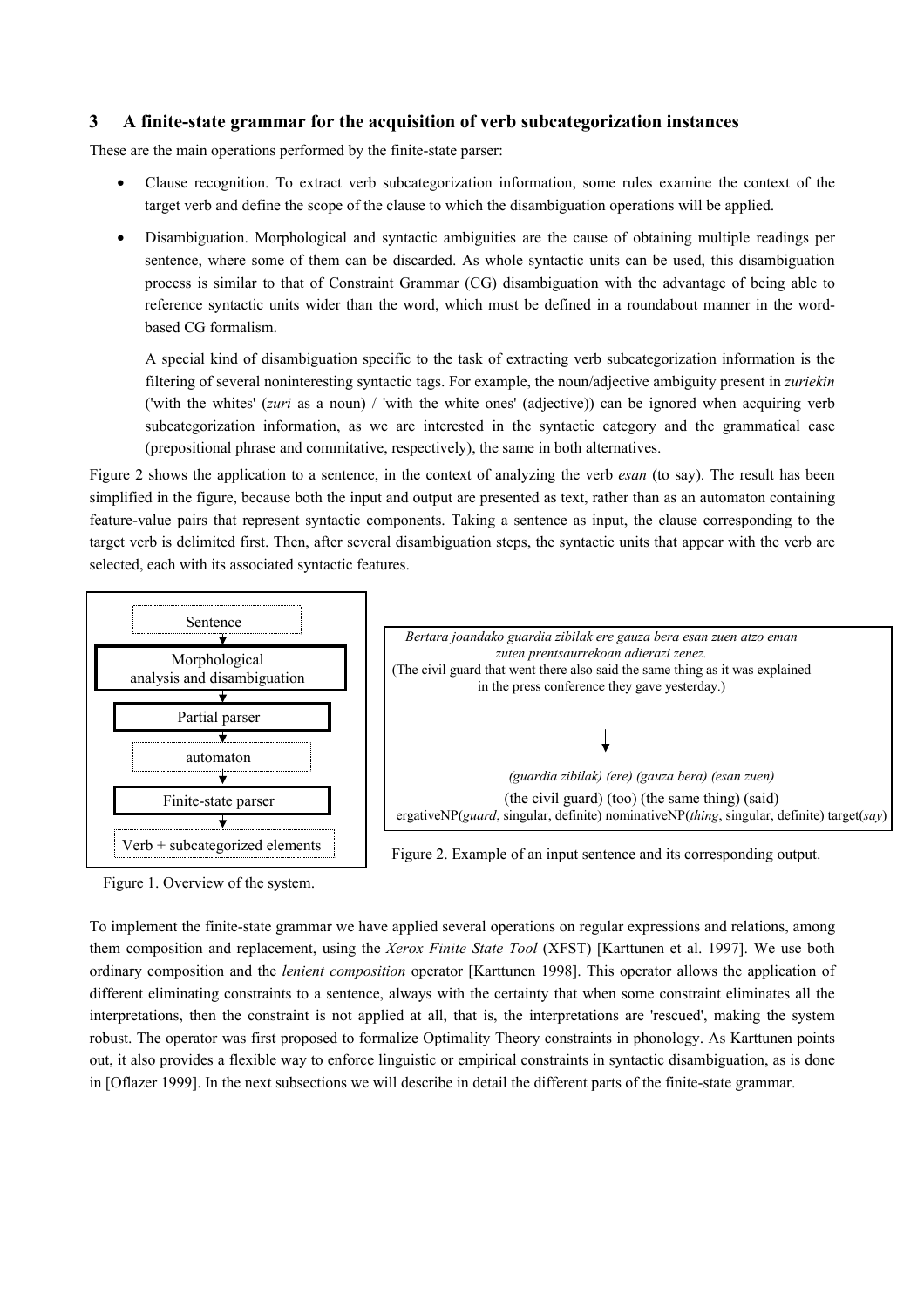## 3 A finite-state grammar for the acquisition of verb subcategorization instances

These are the main operations performed by the finite-state parser:

- Clause recognition. To extract verb subcategorization information, some rules examine the context of the target verb and define the scope of the clause to which the disambiguation operations will be applied.
- Disambiguation. Morphological and syntactic ambiguities are the cause of obtaining multiple readings per sentence, where some of them can be discarded. As whole syntactic units can be used, this disambiguation process is similar to that of Constraint Grammar (CG) disambiguation with the advantage of being able to reference syntactic units wider than the word, which must be defined in a roundabout manner in the word-based CG formalism.

  A special kind of disambiguation specific to the task of extracting verb subcategorization information is the filtering of several noninteresting syntactic tags. For example, the noun/adjective ambiguity present in *zuriekin* ('with the whites' (*zuri* as a noun) / 'with the white ones' (adjective)) can be ignored when acquiring verb subcategorization information, as we are interested in the syntactic category and the grammatical case (prepositional phrase and commitative, respectively), the same in both alternatives.

Figure 2 shows the application to a sentence, in the context of analyzing the verb *esan* (to say). The result has been simplified in the figure, because both the input and output are presented as text, rather than as an automaton containing feature-value pairs that represent syntactic components. Taking a sentence as input, the clause corresponding to the target verb is delimited first. Then, after several disambiguation steps, the syntactic units that appear with the verb are selected, each with its associated syntactic features.

Sentence
↓
Morphological analysis and disambiguation
↓
Partial parser
↓
automaton
↓
Finite-state parser
↓
Verb + subcategorized elements

Figure 1. Overview of the system.

*Bertara joandako guardia zibilak ere gauza bera esan zuen atzo eman zuten prentsaurrekoan adierazi zenez.*
(The civil guard that went there also said the same thing as it was explained in the press conference they gave yesterday.)

↓

*(guardia zibilak) (ere) (gauza bera) (esan zuen)*
(the civil guard) (too) (the same thing) (said)
ergativeNP(*guard*, singular, definite) nominativeNP(*thing*, singular, definite) target(*say*)

Figure 2. Example of an input sentence and its corresponding output.

To implement the finite-state grammar we have applied several operations on regular expressions and relations, among them composition and replacement, using the *Xerox Finite State Tool* (XFST) [Karttunen et al. 1997]. We use both ordinary composition and the *lenient composition* operator [Karttunen 1998]. This operator allows the application of different eliminating constraints to a sentence, always with the certainty that when some constraint eliminates all the interpretations, then the constraint is not applied at all, that is, the interpretations are 'rescued', making the system robust. The operator was first proposed to formalize Optimality Theory constraints in phonology. As Karttunen points out, it also provides a flexible way to enforce linguistic or empirical constraints in syntactic disambiguation, as is done in [Oflazer 1999]. In the next subsections we will describe in detail the different parts of the finite-state grammar.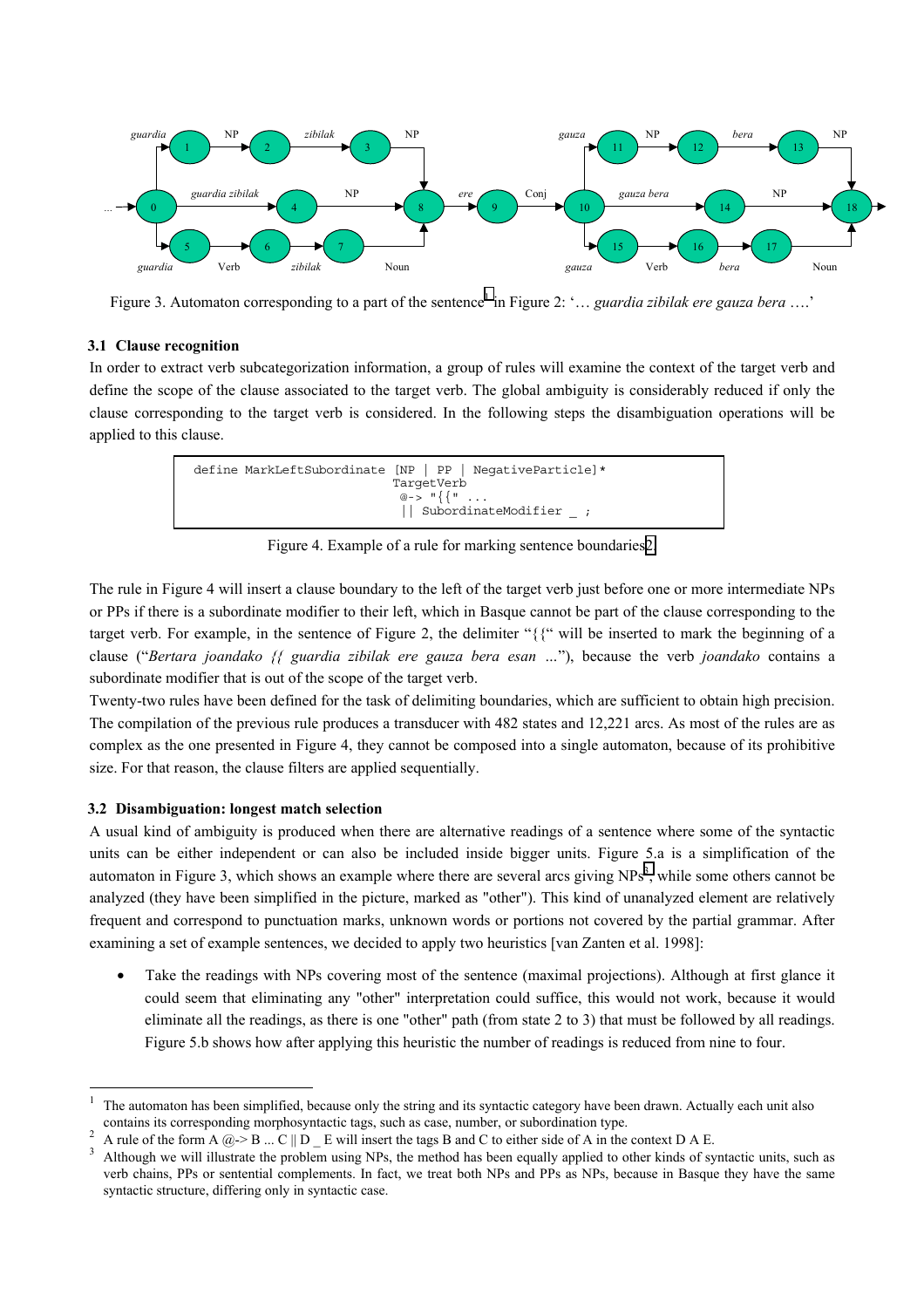Figure 3. Automaton corresponding to a part of the sentence[1] in Figure 2: '… *guardia zibilak ere gauza bera* ….'

### 3.1 Clause recognition

In order to extract verb subcategorization information, a group of rules will examine the context of the target verb and define the scope of the clause associated to the target verb. The global ambiguity is considerably reduced if only the clause corresponding to the target verb is considered. In the following steps the disambiguation operations will be applied to this clause.

```
define MarkLeftSubordinate [NP | PP | NegativeParticle]*
                           TargetVerb
                            @-> "{{" ...
                            || SubordinateModifier _ ;
```

Figure 4. Example of a rule for marking sentence boundaries[2].

The rule in Figure 4 will insert a clause boundary to the left of the target verb just before one or more intermediate NPs or PPs if there is a subordinate modifier to their left, which in Basque cannot be part of the clause corresponding to the target verb. For example, in the sentence of Figure 2, the delimiter "{{" will be inserted to mark the beginning of a clause ("*Bertara joandako {{ guardia zibilak ere gauza bera esan* ..."), because the verb *joandako* contains a subordinate modifier that is out of the scope of the target verb.

Twenty-two rules have been defined for the task of delimiting boundaries, which are sufficient to obtain high precision. The compilation of the previous rule produces a transducer with 482 states and 12,221 arcs. As most of the rules are as complex as the one presented in Figure 4, they cannot be composed into a single automaton, because of its prohibitive size. For that reason, the clause filters are applied sequentially.

### 3.2 Disambiguation: longest match selection

A usual kind of ambiguity is produced when there are alternative readings of a sentence where some of the syntactic units can be either independent or can also be included inside bigger units. Figure 5.a is a simplification of the automaton in Figure 3, which shows an example where there are several arcs giving NPs[3], while some others cannot be analyzed (they have been simplified in the picture, marked as "other"). This kind of unanalyzed element are relatively frequent and correspond to punctuation marks, unknown words or portions not covered by the partial grammar. After examining a set of example sentences, we decided to apply two heuristics [van Zanten et al. 1998]:

- Take the readings with NPs covering most of the sentence (maximal projections). Although at first glance it could seem that eliminating any "other" interpretation could suffice, this would not work, because it would eliminate all the readings, as there is one "other" path (from state 2 to 3) that must be followed by all readings. Figure 5.b shows how after applying this heuristic the number of readings is reduced from nine to four.

---

[1] The automaton has been simplified, because only the string and its syntactic category have been drawn. Actually each unit also contains its corresponding morphosyntactic tags, such as case, number, or subordination type.

[2] A rule of the form A @-> B ... C || D _ E will insert the tags B and C to either side of A in the context D A E.

[3] Although we will illustrate the problem using NPs, the method has been equally applied to other kinds of syntactic units, such as verb chains, PPs or sentential complements. In fact, we treat both NPs and PPs as NPs, because in Basque they have the same syntactic structure, differing only in syntactic case.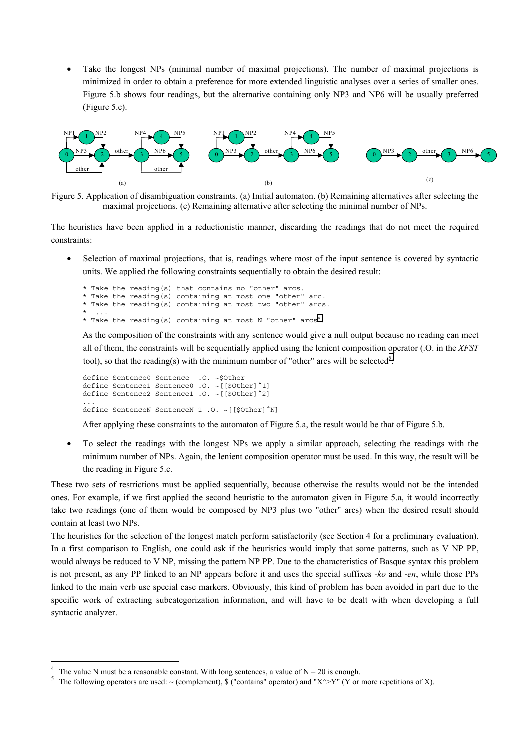- Take the longest NPs (minimal number of maximal projections). The number of maximal projections is minimized in order to obtain a preference for more extended linguistic analyses over a series of smaller ones. Figure 5.b shows four readings, but the alternative containing only NP3 and NP6 will be usually preferred (Figure 5.c).

Figure 5. Application of disambiguation constraints. (a) Initial automaton. (b) Remaining alternatives after selecting the maximal projections. (c) Remaining alternative after selecting the minimal number of NPs.

The heuristics have been applied in a reductionistic manner, discarding the readings that do not meet the required constraints:

- Selection of maximal projections, that is, readings where most of the input sentence is covered by syntactic units. We applied the following constraints sequentially to obtain the desired result:

```
* Take the reading(s) that contains no "other" arcs.
* Take the reading(s) containing at most one "other" arc.
* Take the reading(s) containing at most two "other" arcs.
*  ...
* Take the reading(s) containing at most N "other" arcs[4]
```

As the composition of the constraints with any sentence would give a null output because no reading can meet all of them, the constraints will be sequentially applied using the lenient composition operator (.O. in the *XFST* tool), so that the reading(s) with the minimum number of "other" arcs will be selected[5]:

```
define Sentence0 Sentence  .O. ~$Other
define Sentence1 Sentence0 .O. ~[[$Other]^1]
define Sentence2 Sentence1 .O. ~[[$Other]^2]
...
define SentenceN SentenceN-1 .O. ~[[$Other]^N]
```

After applying these constraints to the automaton of Figure 5.a, the result would be that of Figure 5.b.

- To select the readings with the longest NPs we apply a similar approach, selecting the readings with the minimum number of NPs. Again, the lenient composition operator must be used. In this way, the result will be the reading in Figure 5.c.

These two sets of restrictions must be applied sequentially, because otherwise the results would not be the intended ones. For example, if we first applied the second heuristic to the automaton given in Figure 5.a, it would incorrectly take two readings (one of them would be composed by NP3 plus two "other" arcs) when the desired result should contain at least two NPs.

The heuristics for the selection of the longest match perform satisfactorily (see Section 4 for a preliminary evaluation). In a first comparison to English, one could ask if the heuristics would imply that some patterns, such as V NP PP, would always be reduced to V NP, missing the pattern NP PP. Due to the characteristics of Basque syntax this problem is not present, as any PP linked to an NP appears before it and uses the special suffixes *-ko* and *-en*, while those PPs linked to the main verb use special case markers. Obviously, this kind of problem has been avoided in part due to the specific work of extracting subcategorization information, and will have to be dealt with when developing a full syntactic analyzer.

---

[4] The value N must be a reasonable constant. With long sentences, a value of N = 20 is enough.

[5] The following operators are used: ~ (complement), $ ("contains" operator) and "X^>Y" (Y or more repetitions of X).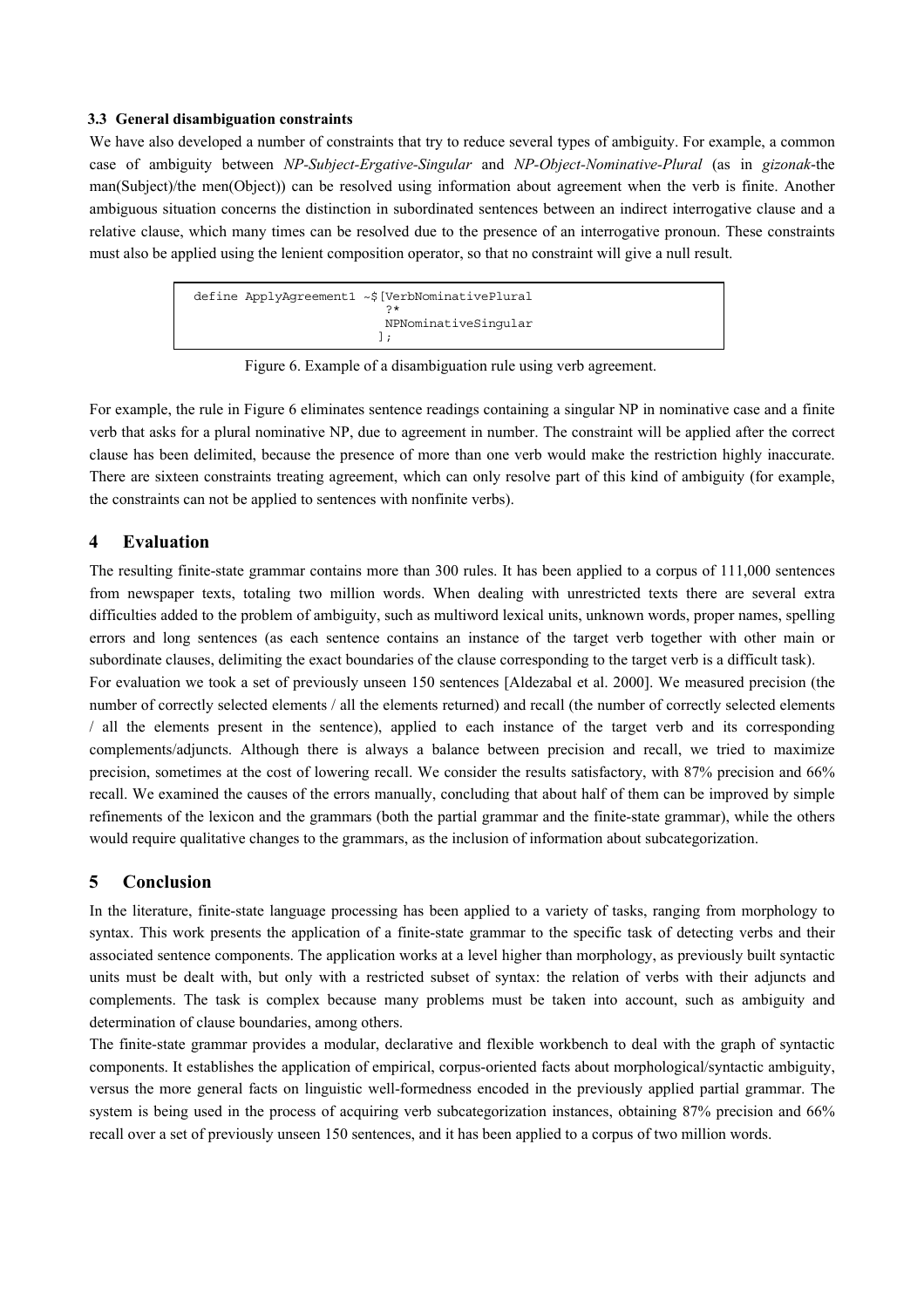### 3.3 General disambiguation constraints

We have also developed a number of constraints that try to reduce several types of ambiguity. For example, a common case of ambiguity between *NP-Subject-Ergative-Singular* and *NP-Object-Nominative-Plural* (as in *gizonak*-the man(Subject)/the men(Object)) can be resolved using information about agreement when the verb is finite. Another ambiguous situation concerns the distinction in subordinated sentences between an indirect interrogative clause and a relative clause, which many times can be resolved due to the presence of an interrogative pronoun. These constraints must also be applied using the lenient composition operator, so that no constraint will give a null result.

```
define ApplyAgreement1 ~$[VerbNominativePlural
                          ?*
                          NPNominativeSingular
                         ];
```

Figure 6. Example of a disambiguation rule using verb agreement.

For example, the rule in Figure 6 eliminates sentence readings containing a singular NP in nominative case and a finite verb that asks for a plural nominative NP, due to agreement in number. The constraint will be applied after the correct clause has been delimited, because the presence of more than one verb would make the restriction highly inaccurate. There are sixteen constraints treating agreement, which can only resolve part of this kind of ambiguity (for example, the constraints can not be applied to sentences with nonfinite verbs).

## 4 Evaluation

The resulting finite-state grammar contains more than 300 rules. It has been applied to a corpus of 111,000 sentences from newspaper texts, totaling two million words. When dealing with unrestricted texts there are several extra difficulties added to the problem of ambiguity, such as multiword lexical units, unknown words, proper names, spelling errors and long sentences (as each sentence contains an instance of the target verb together with other main or subordinate clauses, delimiting the exact boundaries of the clause corresponding to the target verb is a difficult task).

For evaluation we took a set of previously unseen 150 sentences [Aldezabal et al. 2000]. We measured precision (the number of correctly selected elements / all the elements returned) and recall (the number of correctly selected elements / all the elements present in the sentence), applied to each instance of the target verb and its corresponding complements/adjuncts. Although there is always a balance between precision and recall, we tried to maximize precision, sometimes at the cost of lowering recall. We consider the results satisfactory, with 87% precision and 66% recall. We examined the causes of the errors manually, concluding that about half of them can be improved by simple refinements of the lexicon and the grammars (both the partial grammar and the finite-state grammar), while the others would require qualitative changes to the grammars, as the inclusion of information about subcategorization.

## 5 Conclusion

In the literature, finite-state language processing has been applied to a variety of tasks, ranging from morphology to syntax. This work presents the application of a finite-state grammar to the specific task of detecting verbs and their associated sentence components. The application works at a level higher than morphology, as previously built syntactic units must be dealt with, but only with a restricted subset of syntax: the relation of verbs with their adjuncts and complements. The task is complex because many problems must be taken into account, such as ambiguity and determination of clause boundaries, among others.

The finite-state grammar provides a modular, declarative and flexible workbench to deal with the graph of syntactic components. It establishes the application of empirical, corpus-oriented facts about morphological/syntactic ambiguity, versus the more general facts on linguistic well-formedness encoded in the previously applied partial grammar. The system is being used in the process of acquiring verb subcategorization instances, obtaining 87% precision and 66% recall over a set of previously unseen 150 sentences, and it has been applied to a corpus of two million words.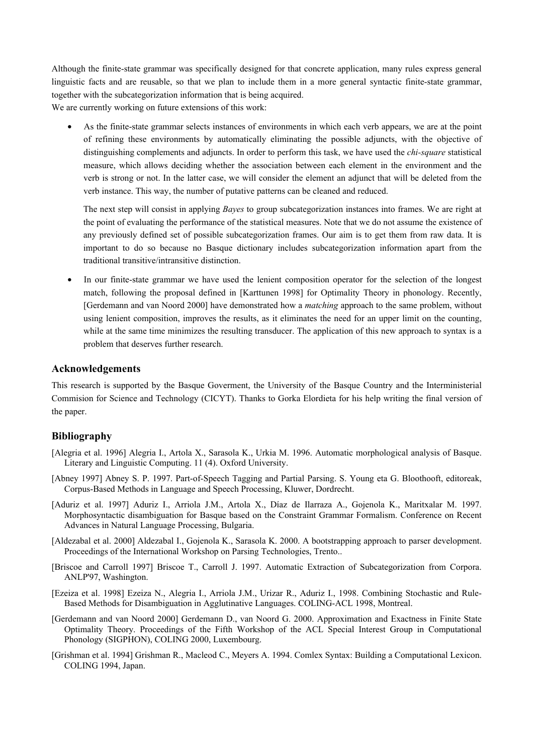Although the finite-state grammar was specifically designed for that concrete application, many rules express general linguistic facts and are reusable, so that we plan to include them in a more general syntactic finite-state grammar, together with the subcategorization information that is being acquired.

We are currently working on future extensions of this work:

- As the finite-state grammar selects instances of environments in which each verb appears, we are at the point of refining these environments by automatically eliminating the possible adjuncts, with the objective of distinguishing complements and adjuncts. In order to perform this task, we have used the *chi-square* statistical measure, which allows deciding whether the association between each element in the environment and the verb is strong or not. In the latter case, we will consider the element an adjunct that will be deleted from the verb instance. This way, the number of putative patterns can be cleaned and reduced.

  The next step will consist in applying *Bayes* to group subcategorization instances into frames. We are right at the point of evaluating the performance of the statistical measures. Note that we do not assume the existence of any previously defined set of possible subcategorization frames. Our aim is to get them from raw data. It is important to do so because no Basque dictionary includes subcategorization information apart from the traditional transitive/intransitive distinction.

- In our finite-state grammar we have used the lenient composition operator for the selection of the longest match, following the proposal defined in [Karttunen 1998] for Optimality Theory in phonology. Recently, [Gerdemann and van Noord 2000] have demonstrated how a *matching* approach to the same problem, without using lenient composition, improves the results, as it eliminates the need for an upper limit on the counting, while at the same time minimizes the resulting transducer. The application of this new approach to syntax is a problem that deserves further research.

## Acknowledgements

This research is supported by the Basque Goverment, the University of the Basque Country and the Interministerial Commision for Science and Technology (CICYT). Thanks to Gorka Elordieta for his help writing the final version of the paper.

## Bibliography

[Alegria et al. 1996] Alegria I., Artola X., Sarasola K., Urkia M. 1996. Automatic morphological analysis of Basque. Literary and Linguistic Computing. 11 (4). Oxford University.

[Abney 1997] Abney S. P. 1997. Part-of-Speech Tagging and Partial Parsing. S. Young eta G. Bloothooft, editoreak, Corpus-Based Methods in Language and Speech Processing, Kluwer, Dordrecht.

[Aduriz et al. 1997] Aduriz I., Arriola J.M., Artola X., Díaz de Ilarraza A., Gojenola K., Maritxalar M. 1997. Morphosyntactic disambiguation for Basque based on the Constraint Grammar Formalism. Conference on Recent Advances in Natural Language Processing, Bulgaria.

[Aldezabal et al. 2000] Aldezabal I., Gojenola K., Sarasola K. 2000. A bootstrapping approach to parser development. Proceedings of the International Workshop on Parsing Technologies, Trento..

[Briscoe and Carroll 1997] Briscoe T., Carroll J. 1997. Automatic Extraction of Subcategorization from Corpora. ANLP'97, Washington.

[Ezeiza et al. 1998] Ezeiza N., Alegria I., Arriola J.M., Urizar R., Aduriz I., 1998. Combining Stochastic and Rule-Based Methods for Disambiguation in Agglutinative Languages. COLING-ACL 1998, Montreal.

[Gerdemann and van Noord 2000] Gerdemann D., van Noord G. 2000. Approximation and Exactness in Finite State Optimality Theory. Proceedings of the Fifth Workshop of the ACL Special Interest Group in Computational Phonology (SIGPHON), COLING 2000, Luxembourg.

[Grishman et al. 1994] Grishman R., Macleod C., Meyers A. 1994. Comlex Syntax: Building a Computational Lexicon. COLING 1994, Japan.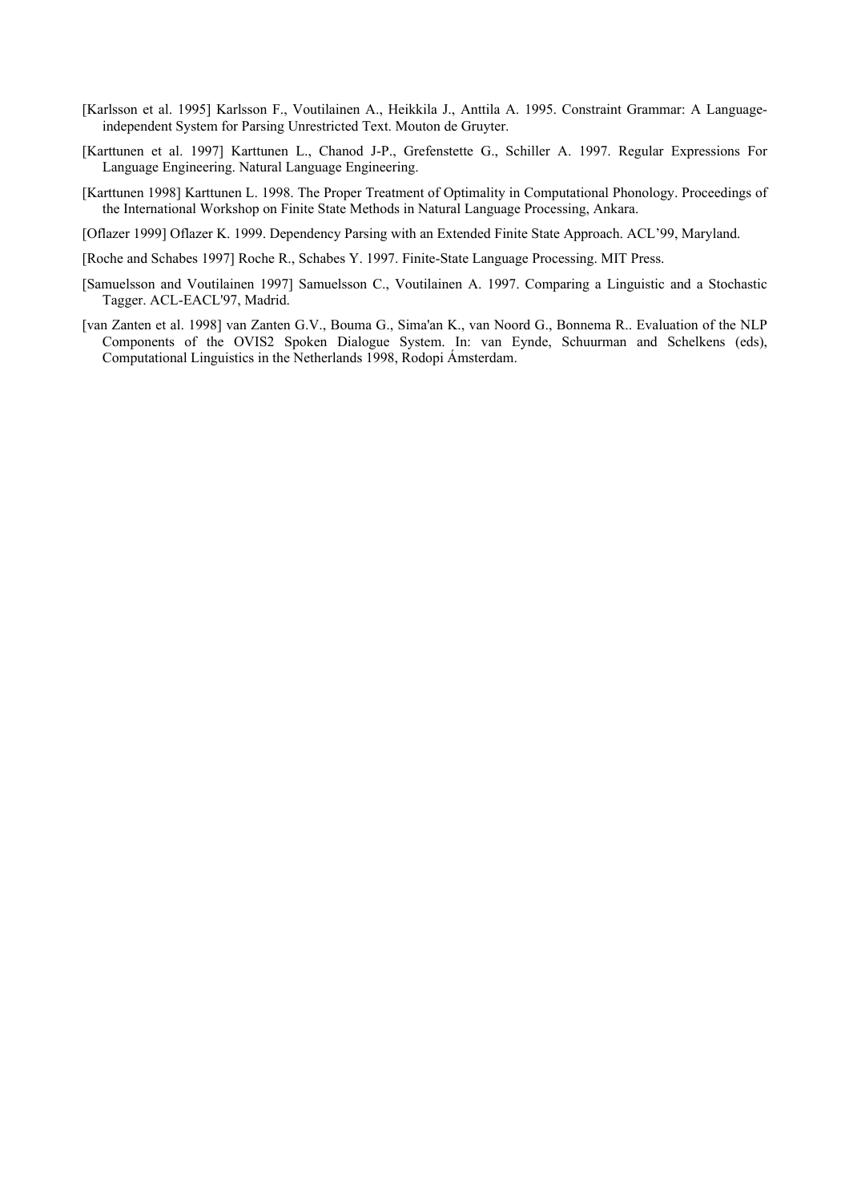[Karlsson et al. 1995] Karlsson F., Voutilainen A., Heikkila J., Anttila A. 1995. Constraint Grammar: A Language-independent System for Parsing Unrestricted Text. Mouton de Gruyter.

[Karttunen et al. 1997] Karttunen L., Chanod J-P., Grefenstette G., Schiller A. 1997. Regular Expressions For Language Engineering. Natural Language Engineering.

[Karttunen 1998] Karttunen L. 1998. The Proper Treatment of Optimality in Computational Phonology. Proceedings of the International Workshop on Finite State Methods in Natural Language Processing, Ankara.

[Oflazer 1999] Oflazer K. 1999. Dependency Parsing with an Extended Finite State Approach. ACL'99, Maryland.

[Roche and Schabes 1997] Roche R., Schabes Y. 1997. Finite-State Language Processing. MIT Press.

[Samuelsson and Voutilainen 1997] Samuelsson C., Voutilainen A. 1997. Comparing a Linguistic and a Stochastic Tagger. ACL-EACL'97, Madrid.

[van Zanten et al. 1998] van Zanten G.V., Bouma G., Sima'an K., van Noord G., Bonnema R.. Evaluation of the NLP Components of the OVIS2 Spoken Dialogue System. In: van Eynde, Schuurman and Schelkens (eds), Computational Linguistics in the Netherlands 1998, Rodopi Ámsterdam.